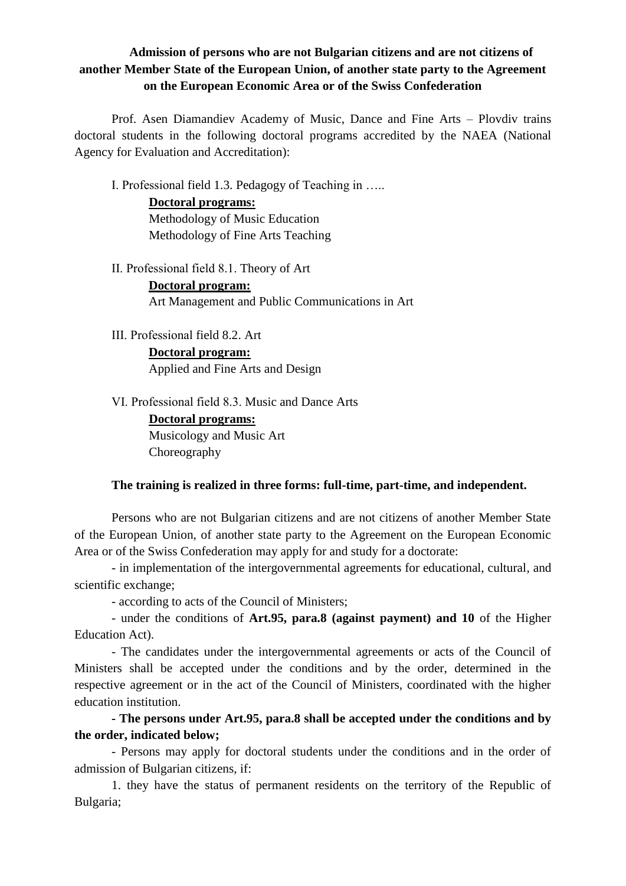## Admission of persons who are not Bulgarian citizens and are not citizens of another Member State of the European Union, of another state party to the Agreement on the European Economic Area or of the Swiss Confederation

Prof. Asen Diamandiev Academy of Music, Dance and Fine Arts – Plovdiv trains doctoral students in the following doctoral programs accredited by the NAEA (National Agency for Evaluation and Accreditation):

I. Professional field 1.3. Pedagogy of Teaching in …..

**Doctoral programs:**
Methodology of Music Education
Methodology of Fine Arts Teaching

II. Professional field 8.1. Theory of Art

**Doctoral program:**
Art Management and Public Communications in Art

III. Professional field 8.2. Art

**Doctoral program:**
Applied and Fine Arts and Design

VI. Professional field 8.3. Music and Dance Arts

**Doctoral programs:**
Musicology and Music Art
Choreography

**The training is realized in three forms: full-time, part-time, and independent.**

Persons who are not Bulgarian citizens and are not citizens of another Member State of the European Union, of another state party to the Agreement on the European Economic Area or of the Swiss Confederation may apply for and study for a doctorate:

- in implementation of the intergovernmental agreements for educational, cultural, and scientific exchange;

- according to acts of the Council of Ministers;

- under the conditions of **Art.95, para.8 (against payment) and 10** of the Higher Education Act).

- The candidates under the intergovernmental agreements or acts of the Council of Ministers shall be accepted under the conditions and by the order, determined in the respective agreement or in the act of the Council of Ministers, coordinated with the higher education institution.

**- The persons under Art.95, para.8 shall be accepted under the conditions and by the order, indicated below;**

- Persons may apply for doctoral students under the conditions and in the order of admission of Bulgarian citizens, if:

1. they have the status of permanent residents on the territory of the Republic of Bulgaria;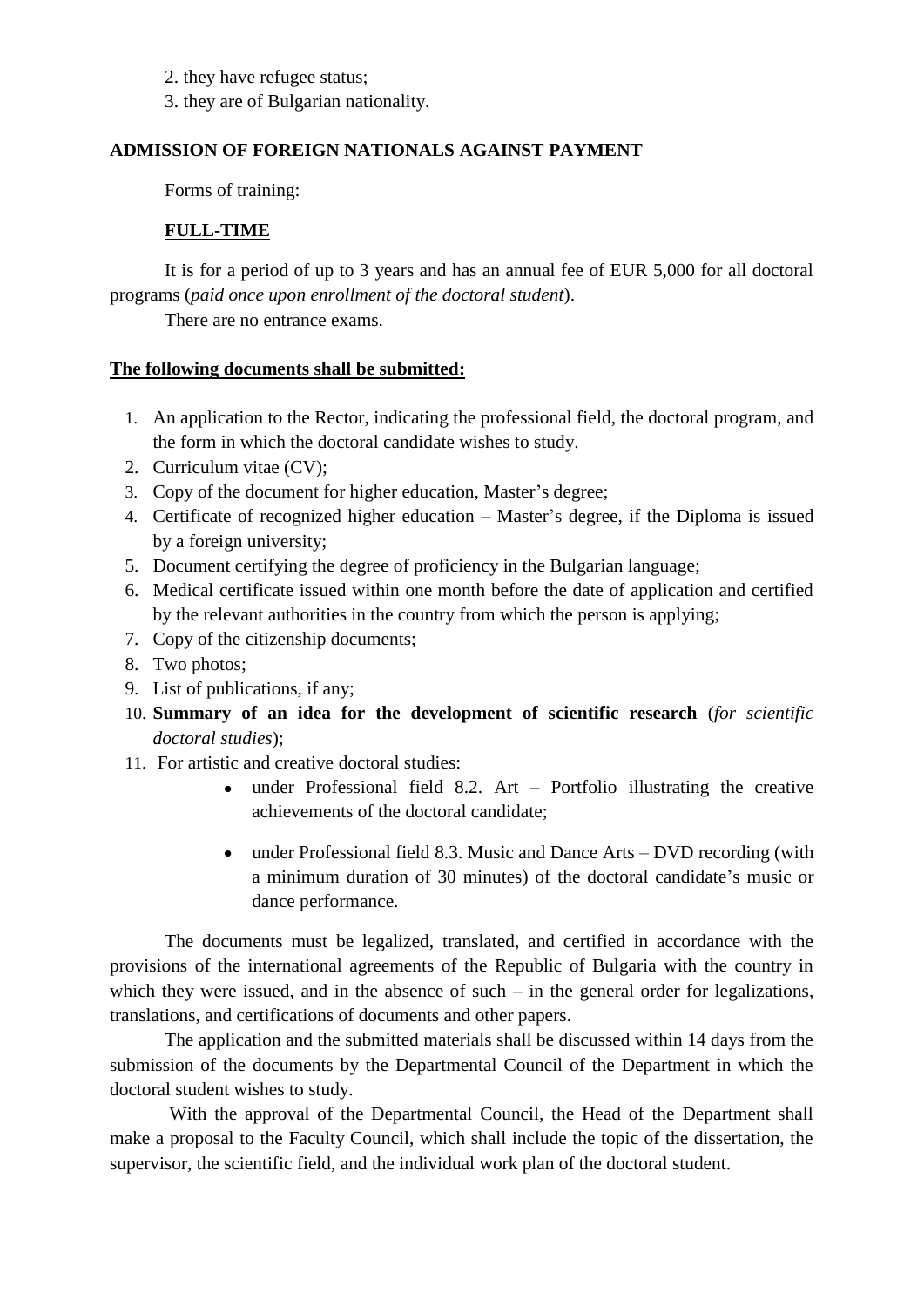2. they have refugee status;
3. they are of Bulgarian nationality.

**ADMISSION OF FOREIGN NATIONALS AGAINST PAYMENT**

Forms of training:

**FULL-TIME**

It is for a period of up to 3 years and has an annual fee of EUR 5,000 for all doctoral programs (*paid once upon enrollment of the doctoral student*).

There are no entrance exams.

**The following documents shall be submitted:**

1. An application to the Rector, indicating the professional field, the doctoral program, and the form in which the doctoral candidate wishes to study.
2. Curriculum vitae (CV);
3. Copy of the document for higher education, Master's degree;
4. Certificate of recognized higher education – Master's degree, if the Diploma is issued by a foreign university;
5. Document certifying the degree of proficiency in the Bulgarian language;
6. Medical certificate issued within one month before the date of application and certified by the relevant authorities in the country from which the person is applying;
7. Copy of the citizenship documents;
8. Two photos;
9. List of publications, if any;
10. **Summary of an idea for the development of scientific research** (*for scientific doctoral studies*);
11. For artistic and creative doctoral studies:
    - under Professional field 8.2. Art – Portfolio illustrating the creative achievements of the doctoral candidate;
    - under Professional field 8.3. Music and Dance Arts – DVD recording (with a minimum duration of 30 minutes) of the doctoral candidate's music or dance performance.

The documents must be legalized, translated, and certified in accordance with the provisions of the international agreements of the Republic of Bulgaria with the country in which they were issued, and in the absence of such – in the general order for legalizations, translations, and certifications of documents and other papers.

The application and the submitted materials shall be discussed within 14 days from the submission of the documents by the Departmental Council of the Department in which the doctoral student wishes to study.

With the approval of the Departmental Council, the Head of the Department shall make a proposal to the Faculty Council, which shall include the topic of the dissertation, the supervisor, the scientific field, and the individual work plan of the doctoral student.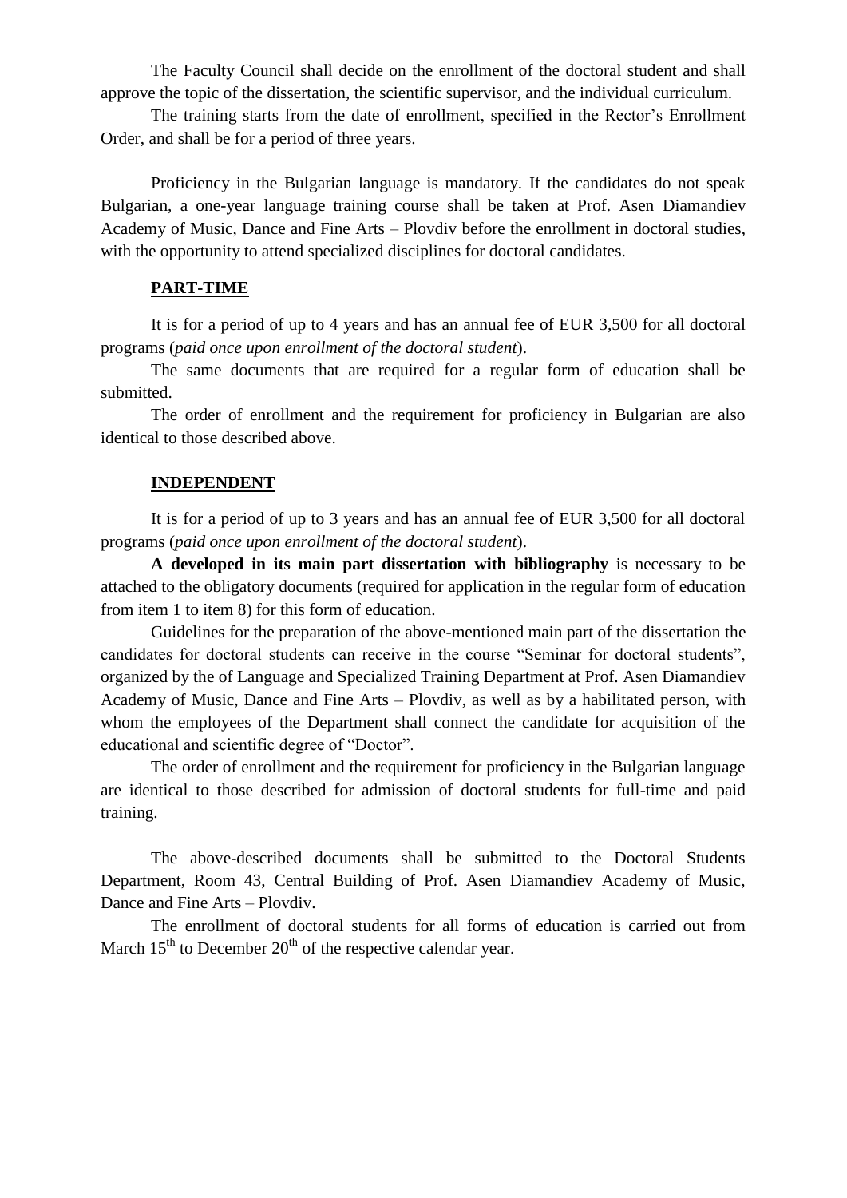The Faculty Council shall decide on the enrollment of the doctoral student and shall approve the topic of the dissertation, the scientific supervisor, and the individual curriculum.

The training starts from the date of enrollment, specified in the Rector's Enrollment Order, and shall be for a period of three years.

Proficiency in the Bulgarian language is mandatory. If the candidates do not speak Bulgarian, a one-year language training course shall be taken at Prof. Asen Diamandiev Academy of Music, Dance and Fine Arts – Plovdiv before the enrollment in doctoral studies, with the opportunity to attend specialized disciplines for doctoral candidates.

**PART-TIME**

It is for a period of up to 4 years and has an annual fee of EUR 3,500 for all doctoral programs (*paid once upon enrollment of the doctoral student*).

The same documents that are required for a regular form of education shall be submitted.

The order of enrollment and the requirement for proficiency in Bulgarian are also identical to those described above.

**INDEPENDENT**

It is for a period of up to 3 years and has an annual fee of EUR 3,500 for all doctoral programs (*paid once upon enrollment of the doctoral student*).

**A developed in its main part dissertation with bibliography** is necessary to be attached to the obligatory documents (required for application in the regular form of education from item 1 to item 8) for this form of education.

Guidelines for the preparation of the above-mentioned main part of the dissertation the candidates for doctoral students can receive in the course "Seminar for doctoral students", organized by the of Language and Specialized Training Department at Prof. Asen Diamandiev Academy of Music, Dance and Fine Arts – Plovdiv, as well as by a habilitated person, with whom the employees of the Department shall connect the candidate for acquisition of the educational and scientific degree of "Doctor".

The order of enrollment and the requirement for proficiency in the Bulgarian language are identical to those described for admission of doctoral students for full-time and paid training.

The above-described documents shall be submitted to the Doctoral Students Department, Room 43, Central Building of Prof. Asen Diamandiev Academy of Music, Dance and Fine Arts – Plovdiv.

The enrollment of doctoral students for all forms of education is carried out from March 15th to December 20th of the respective calendar year.